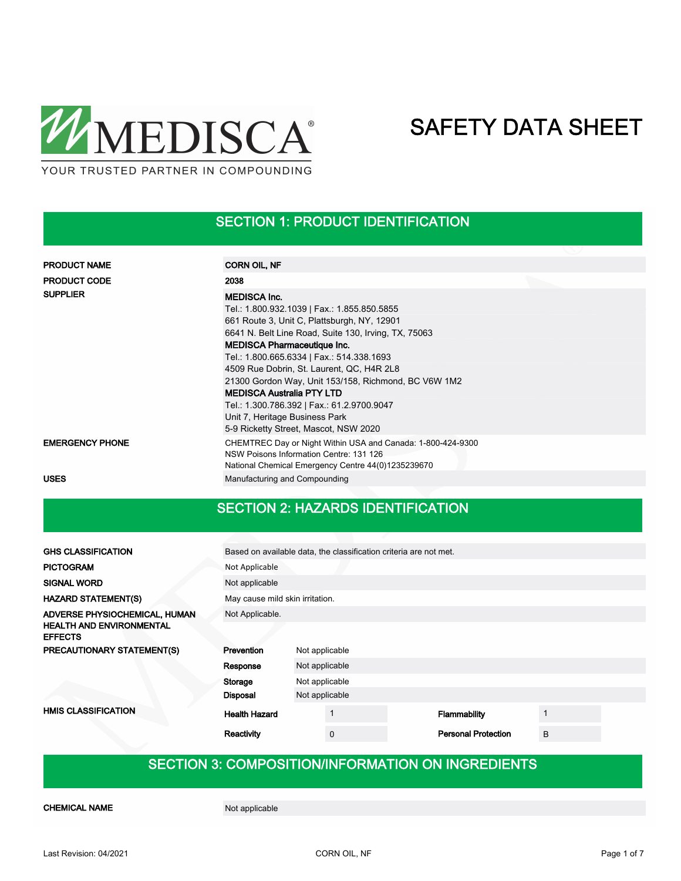MEDISCA®

YOUR TRUSTED PARTNER IN COMPOUNDING

# SAFETY DATA SHEET

## SECTION 1: PRODUCT IDENTIFICATION

| | |
|---|---|
| **PRODUCT NAME** | **CORN OIL, NF** |
| **PRODUCT CODE** | **2038** |
| **SUPPLIER** | **MEDISCA Inc.**<br>Tel.: 1.800.932.1039 \| Fax.: 1.855.850.5855<br>661 Route 3, Unit C, Plattsburgh, NY, 12901<br>6641 N. Belt Line Road, Suite 130, Irving, TX, 75063<br>**MEDISCA Pharmaceutique Inc.**<br>Tel.: 1.800.665.6334 \| Fax.: 514.338.1693<br>4509 Rue Dobrin, St. Laurent, QC, H4R 2L8<br>21300 Gordon Way, Unit 153/158, Richmond, BC V6W 1M2<br>**MEDISCA Australia PTY LTD**<br>Tel.: 1.300.786.392 \| Fax.: 61.2.9700.9047<br>Unit 7, Heritage Business Park<br>5-9 Ricketty Street, Mascot, NSW 2020 |
| **EMERGENCY PHONE** | CHEMTREC Day or Night Within USA and Canada: 1-800-424-9300<br>NSW Poisons Information Centre: 131 126<br>National Chemical Emergency Centre 44(0)1235239670 |
| **USES** | Manufacturing and Compounding |

## SECTION 2: HAZARDS IDENTIFICATION

| | |
|---|---|
| **GHS CLASSIFICATION** | Based on available data, the classification criteria are not met. |
| **PICTOGRAM** | Not Applicable |
| **SIGNAL WORD** | Not applicable |
| **HAZARD STATEMENT(S)** | May cause mild skin irritation. |
| **ADVERSE PHYSIOCHEMICAL, HUMAN HEALTH AND ENVIRONMENTAL EFFECTS** | Not Applicable. |

**PRECAUTIONARY STATEMENT(S)**

| | |
|---|---|
| **Prevention** | Not applicable |
| **Response** | Not applicable |
| **Storage** | Not applicable |
| **Disposal** | Not applicable |

**HMIS CLASSIFICATION**

| | | | |
|---|---|---|---|
| **Health Hazard** | 1 | **Flammability** | 1 |
| **Reactivity** | 0 | **Personal Protection** | B |

## SECTION 3: COMPOSITION/INFORMATION ON INGREDIENTS

| | |
|---|---|
| **CHEMICAL NAME** | Not applicable |

Last Revision: 04/2021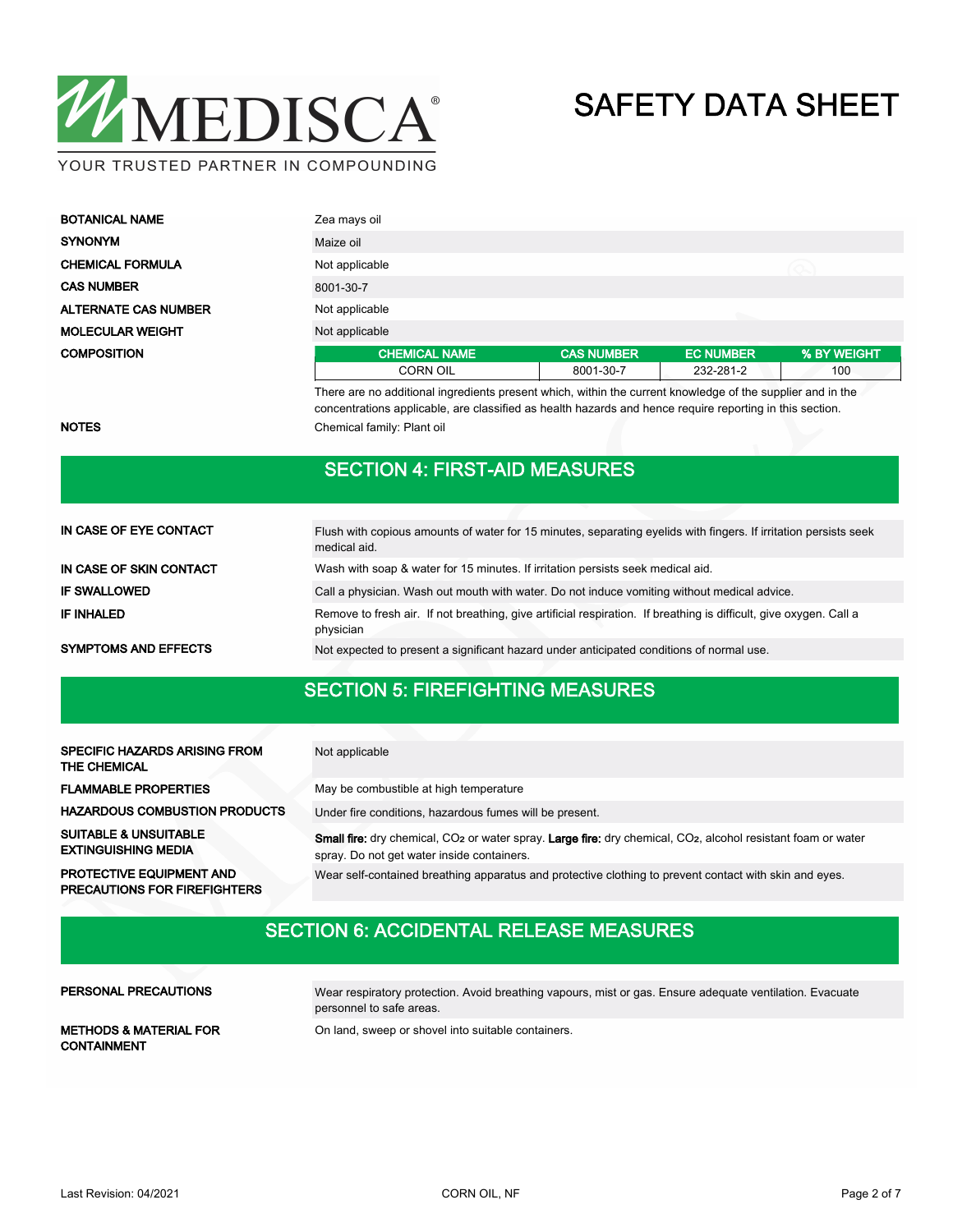| | |
|---|---|
| **BOTANICAL NAME** | Zea mays oil |
| **SYNONYM** | Maize oil |
| **CHEMICAL FORMULA** | Not applicable |
| **CAS NUMBER** | 8001-30-7 |
| **ALTERNATE CAS NUMBER** | Not applicable |
| **MOLECULAR WEIGHT** | Not applicable |

**COMPOSITION**

| CHEMICAL NAME | CAS NUMBER | EC NUMBER | % BY WEIGHT |
|---|---|---|---|
| CORN OIL | 8001-30-7 | 232-281-2 | 100 |

There are no additional ingredients present which, within the current knowledge of the supplier and in the concentrations applicable, are classified as health hazards and hence require reporting in this section.

**NOTES**: Chemical family: Plant oil

## SECTION 4: FIRST-AID MEASURES

| | |
|---|---|
| **IN CASE OF EYE CONTACT** | Flush with copious amounts of water for 15 minutes, separating eyelids with fingers. If irritation persists seek medical aid. |
| **IN CASE OF SKIN CONTACT** | Wash with soap & water for 15 minutes. If irritation persists seek medical aid. |
| **IF SWALLOWED** | Call a physician. Wash out mouth with water. Do not induce vomiting without medical advice. |
| **IF INHALED** | Remove to fresh air. If not breathing, give artificial respiration. If breathing is difficult, give oxygen. Call a physician |
| **SYMPTOMS AND EFFECTS** | Not expected to present a significant hazard under anticipated conditions of normal use. |

## SECTION 5: FIREFIGHTING MEASURES

| | |
|---|---|
| **SPECIFIC HAZARDS ARISING FROM THE CHEMICAL** | Not applicable |
| **FLAMMABLE PROPERTIES** | May be combustible at high temperature |
| **HAZARDOUS COMBUSTION PRODUCTS** | Under fire conditions, hazardous fumes will be present. |
| **SUITABLE & UNSUITABLE EXTINGUISHING MEDIA** | **Small fire:** dry chemical, $CO_2$ or water spray. **Large fire:** dry chemical, $CO_2$, alcohol resistant foam or water spray. Do not get water inside containers. |
| **PROTECTIVE EQUIPMENT AND PRECAUTIONS FOR FIREFIGHTERS** | Wear self-contained breathing apparatus and protective clothing to prevent contact with skin and eyes. |

## SECTION 6: ACCIDENTAL RELEASE MEASURES

| | |
|---|---|
| **PERSONAL PRECAUTIONS** | Wear respiratory protection. Avoid breathing vapours, mist or gas. Ensure adequate ventilation. Evacuate personnel to safe areas. |
| **METHODS & MATERIAL FOR CONTAINMENT** | On land, sweep or shovel into suitable containers. |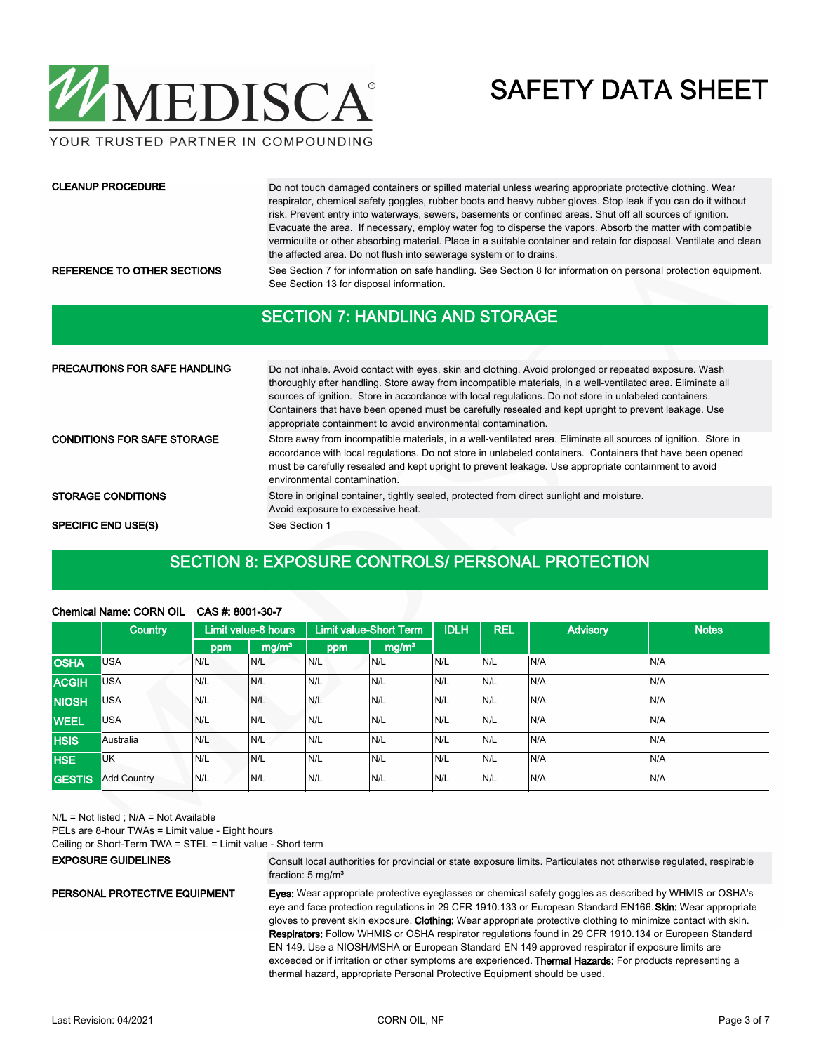**CLEANUP PROCEDURE**

Do not touch damaged containers or spilled material unless wearing appropriate protective clothing. Wear respirator, chemical safety goggles, rubber boots and heavy rubber gloves. Stop leak if you can do it without risk. Prevent entry into waterways, sewers, basements or confined areas. Shut off all sources of ignition. Evacuate the area. If necessary, employ water fog to disperse the vapors. Absorb the matter with compatible vermiculite or other absorbing material. Place in a suitable container and retain for disposal. Ventilate and clean the affected area. Do not flush into sewerage system or to drains.

**REFERENCE TO OTHER SECTIONS**

See Section 7 for information on safe handling. See Section 8 for information on personal protection equipment. See Section 13 for disposal information.

## SECTION 7: HANDLING AND STORAGE

**PRECAUTIONS FOR SAFE HANDLING**

Do not inhale. Avoid contact with eyes, skin and clothing. Avoid prolonged or repeated exposure. Wash thoroughly after handling. Store away from incompatible materials, in a well-ventilated area. Eliminate all sources of ignition. Store in accordance with local regulations. Do not store in unlabeled containers. Containers that have been opened must be carefully resealed and kept upright to prevent leakage. Use appropriate containment to avoid environmental contamination.

**CONDITIONS FOR SAFE STORAGE**

Store away from incompatible materials, in a well-ventilated area. Eliminate all sources of ignition. Store in accordance with local regulations. Do not store in unlabeled containers. Containers that have been opened must be carefully resealed and kept upright to prevent leakage. Use appropriate containment to avoid environmental contamination.

**STORAGE CONDITIONS**

Store in original container, tightly sealed, protected from direct sunlight and moisture. Avoid exposure to excessive heat.

**SPECIFIC END USE(S)**

See Section 1

## SECTION 8: EXPOSURE CONTROLS/ PERSONAL PROTECTION

**Chemical Name: CORN OIL CAS #: 8001-30-7**

| | Country | Limit value-8 hours | | Limit value-Short Term | | IDLH | REL | Advisory | Notes |
|---|---|---|---|---|---|---|---|---|---|
| | | ppm | mg/m³ | ppm | mg/m³ | | | | |
| **OSHA** | USA | N/L | N/L | N/L | N/L | N/L | N/L | N/A | N/A |
| **ACGIH** | USA | N/L | N/L | N/L | N/L | N/L | N/L | N/A | N/A |
| **NIOSH** | USA | N/L | N/L | N/L | N/L | N/L | N/L | N/A | N/A |
| **WEEL** | USA | N/L | N/L | N/L | N/L | N/L | N/L | N/A | N/A |
| **HSIS** | Australia | N/L | N/L | N/L | N/L | N/L | N/L | N/A | N/A |
| **HSE** | UK | N/L | N/L | N/L | N/L | N/L | N/L | N/A | N/A |
| **GESTIS** | Add Country | N/L | N/L | N/L | N/L | N/L | N/L | N/A | N/A |

N/L = Not listed ; N/A = Not Available
PELs are 8-hour TWAs = Limit value - Eight hours
Ceiling or Short-Term TWA = STEL = Limit value - Short term

**EXPOSURE GUIDELINES**

Consult local authorities for provincial or state exposure limits. Particulates not otherwise regulated, respirable fraction: 5 mg/m³

**PERSONAL PROTECTIVE EQUIPMENT**

**Eyes:** Wear appropriate protective eyeglasses or chemical safety goggles as described by WHMIS or OSHA's eye and face protection regulations in 29 CFR 1910.133 or European Standard EN166. **Skin:** Wear appropriate gloves to prevent skin exposure. **Clothing:** Wear appropriate protective clothing to minimize contact with skin. **Respirators:** Follow WHMIS or OSHA respirator regulations found in 29 CFR 1910.134 or European Standard EN 149. Use a NIOSH/MSHA or European Standard EN 149 approved respirator if exposure limits are exceeded or if irritation or other symptoms are experienced. **Thermal Hazards:** For products representing a thermal hazard, appropriate Personal Protective Equipment should be used.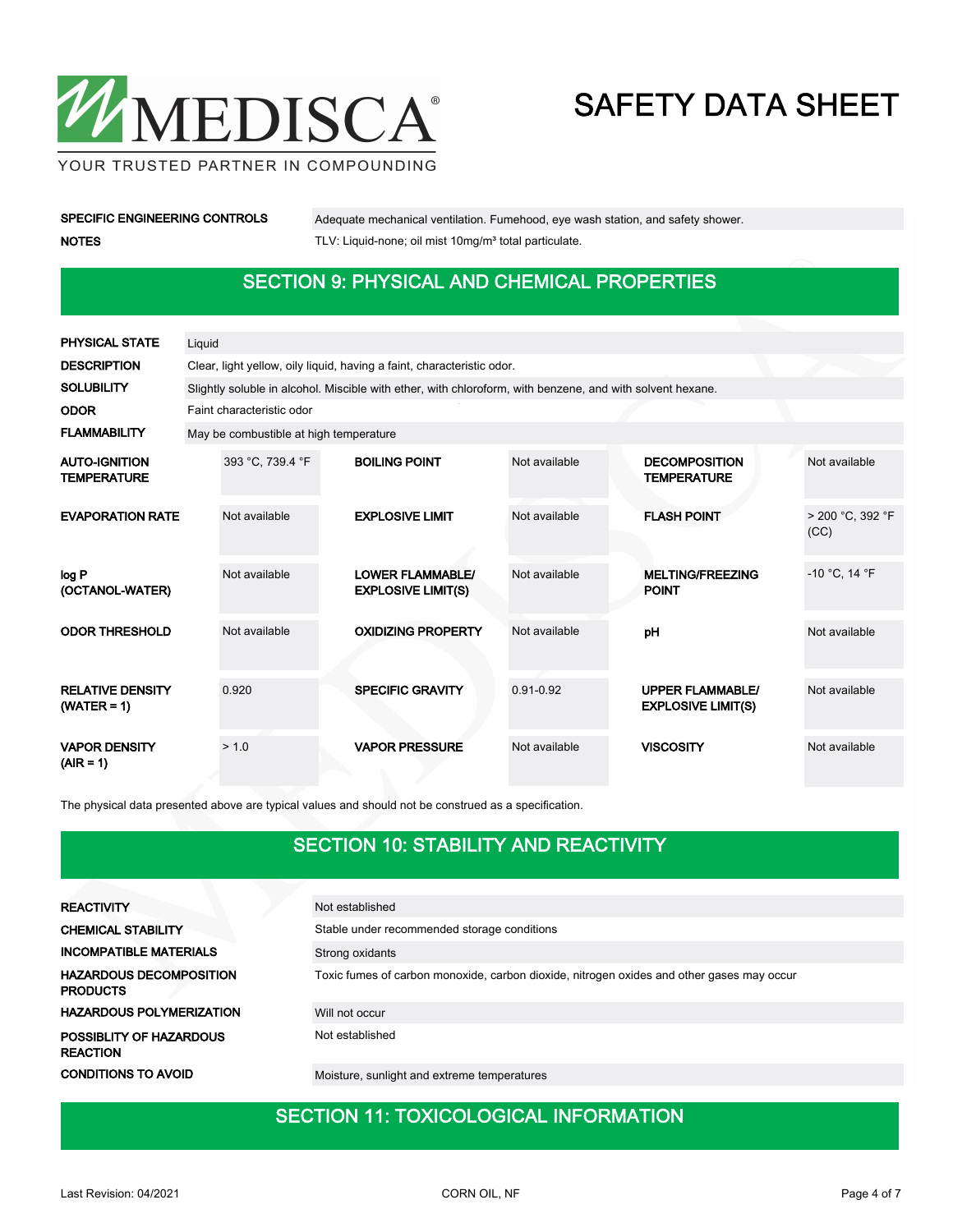| | |
|---|---|
| **SPECIFIC ENGINEERING CONTROLS** | Adequate mechanical ventilation. Fumehood, eye wash station, and safety shower. |
| **NOTES** | TLV: Liquid-none; oil mist 10mg/m³ total particulate. |

## SECTION 9: PHYSICAL AND CHEMICAL PROPERTIES

| | |
|---|---|
| **PHYSICAL STATE** | Liquid |
| **DESCRIPTION** | Clear, light yellow, oily liquid, having a faint, characteristic odor. |
| **SOLUBILITY** | Slightly soluble in alcohol. Miscible with ether, with chloroform, with benzene, and with solvent hexane. |
| **ODOR** | Faint characteristic odor |
| **FLAMMABILITY** | May be combustible at high temperature |

| | | | | | |
|---|---|---|---|---|---|
| **AUTO-IGNITION TEMPERATURE** | 393 °C, 739.4 °F | **BOILING POINT** | Not available | **DECOMPOSITION TEMPERATURE** | Not available |
| **EVAPORATION RATE** | Not available | **EXPLOSIVE LIMIT** | Not available | **FLASH POINT** | > 200 °C, 392 °F (CC) |
| **log P (OCTANOL-WATER)** | Not available | **LOWER FLAMMABLE/ EXPLOSIVE LIMIT(S)** | Not available | **MELTING/FREEZING POINT** | -10 °C, 14 °F |
| **ODOR THRESHOLD** | Not available | **OXIDIZING PROPERTY** | Not available | **pH** | Not available |
| **RELATIVE DENSITY (WATER = 1)** | 0.920 | **SPECIFIC GRAVITY** | 0.91-0.92 | **UPPER FLAMMABLE/ EXPLOSIVE LIMIT(S)** | Not available |
| **VAPOR DENSITY (AIR = 1)** | > 1.0 | **VAPOR PRESSURE** | Not available | **VISCOSITY** | Not available |

The physical data presented above are typical values and should not be construed as a specification.

## SECTION 10: STABILITY AND REACTIVITY

| | |
|---|---|
| **REACTIVITY** | Not established |
| **CHEMICAL STABILITY** | Stable under recommended storage conditions |
| **INCOMPATIBLE MATERIALS** | Strong oxidants |
| **HAZARDOUS DECOMPOSITION PRODUCTS** | Toxic fumes of carbon monoxide, carbon dioxide, nitrogen oxides and other gases may occur |
| **HAZARDOUS POLYMERIZATION** | Will not occur |
| **POSSIBLITY OF HAZARDOUS REACTION** | Not established |
| **CONDITIONS TO AVOID** | Moisture, sunlight and extreme temperatures |

## SECTION 11: TOXICOLOGICAL INFORMATION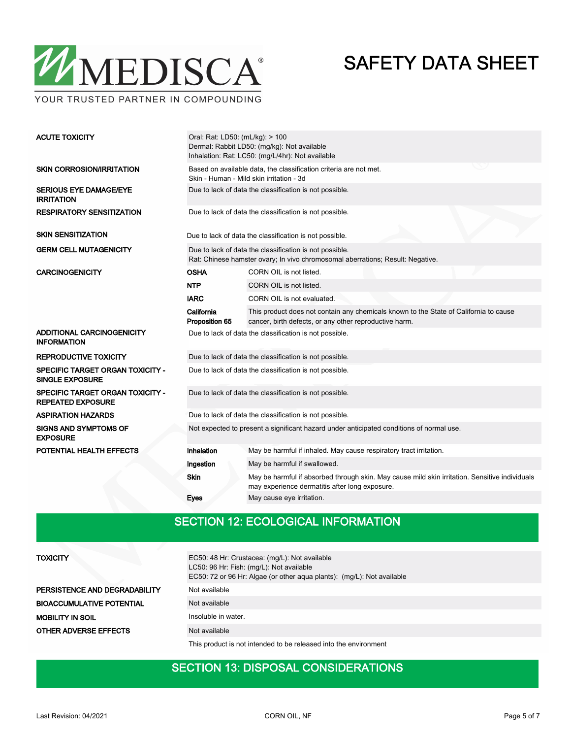| | |
|---|---|
| **ACUTE TOXICITY** | Oral: Rat: LD50: (mL/kg): > 100<br>Dermal: Rabbit LD50: (mg/kg): Not available<br>Inhalation: Rat: LC50: (mg/L/4hr): Not available |
| **SKIN CORROSION/IRRITATION** | Based on available data, the classification criteria are not met.<br>Skin - Human - Mild skin irritation - 3d |
| **SERIOUS EYE DAMAGE/EYE IRRITATION** | Due to lack of data the classification is not possible. |
| **RESPIRATORY SENSITIZATION** | Due to lack of data the classification is not possible. |
| **SKIN SENSITIZATION** | Due to lack of data the classification is not possible. |
| **GERM CELL MUTAGENICITY** | Due to lack of data the classification is not possible.<br>Rat: Chinese hamster ovary; In vivo chromosomal aberrations; Result: Negative. |

| | | |
|---|---|---|
| **CARCINOGENICITY** | **OSHA** | CORN OIL is not listed. |
| | **NTP** | CORN OIL is not listed. |
| | **IARC** | CORN OIL is not evaluated. |
| | **California Proposition 65** | This product does not contain any chemicals known to the State of California to cause cancer, birth defects, or any other reproductive harm. |

| | |
|---|---|
| **ADDITIONAL CARCINOGENICITY INFORMATION** | Due to lack of data the classification is not possible. |
| **REPRODUCTIVE TOXICITY** | Due to lack of data the classification is not possible. |
| **SPECIFIC TARGET ORGAN TOXICITY - SINGLE EXPOSURE** | Due to lack of data the classification is not possible. |
| **SPECIFIC TARGET ORGAN TOXICITY - REPEATED EXPOSURE** | Due to lack of data the classification is not possible. |
| **ASPIRATION HAZARDS** | Due to lack of data the classification is not possible. |
| **SIGNS AND SYMPTOMS OF EXPOSURE** | Not expected to present a significant hazard under anticipated conditions of normal use. |

| | | |
|---|---|---|
| **POTENTIAL HEALTH EFFECTS** | **Inhalation** | May be harmful if inhaled. May cause respiratory tract irritation. |
| | **Ingestion** | May be harmful if swallowed. |
| | **Skin** | May be harmful if absorbed through skin. May cause mild skin irritation. Sensitive individuals may experience dermatitis after long exposure. |
| | **Eyes** | May cause eye irritation. |

## SECTION 12: ECOLOGICAL INFORMATION

| | |
|---|---|
| **TOXICITY** | EC50: 48 Hr: Crustacea: (mg/L): Not available<br>LC50: 96 Hr: Fish: (mg/L): Not available<br>EC50: 72 or 96 Hr: Algae (or other aqua plants): (mg/L): Not available |
| **PERSISTENCE AND DEGRADABILITY** | Not available |
| **BIOACCUMULATIVE POTENTIAL** | Not available |
| **MOBILITY IN SOIL** | Insoluble in water. |
| **OTHER ADVERSE EFFECTS** | Not available |

This product is not intended to be released into the environment

## SECTION 13: DISPOSAL CONSIDERATIONS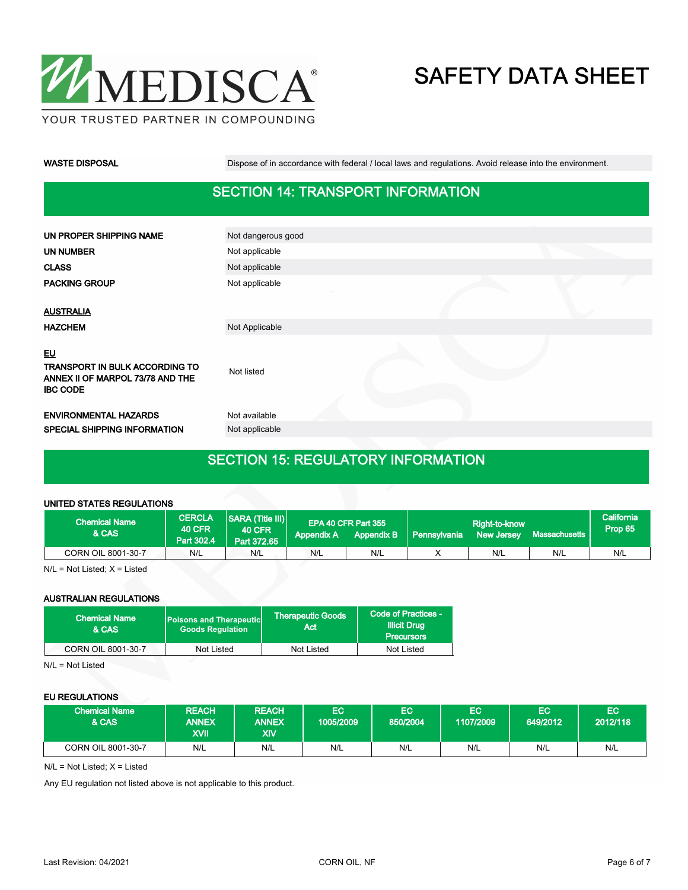| | |
|---|---|
| **WASTE DISPOSAL** | Dispose of in accordance with federal / local laws and regulations. Avoid release into the environment. |

## SECTION 14: TRANSPORT INFORMATION

| | |
|---|---|
| **UN PROPER SHIPPING NAME** | Not dangerous good |
| **UN NUMBER** | Not applicable |
| **CLASS** | Not applicable |
| **PACKING GROUP** | Not applicable |

**AUSTRALIA**

| | |
|---|---|
| **HAZCHEM** | Not Applicable |

**EU**

| | |
|---|---|
| **TRANSPORT IN BULK ACCORDING TO ANNEX II OF MARPOL 73/78 AND THE IBC CODE** | Not listed |
| **ENVIRONMENTAL HAZARDS** | Not available |
| **SPECIAL SHIPPING INFORMATION** | Not applicable |

## SECTION 15: REGULATORY INFORMATION

**UNITED STATES REGULATIONS**

| Chemical Name & CAS | CERCLA 40 CFR Part 302.4 | SARA (Title III) 40 CFR Part 372.65 | EPA 40 CFR Part 355 Appendix A | EPA 40 CFR Part 355 Appendix B | Right-to-know Pennsylvania | Right-to-know New Jersey | Right-to-know Massachusetts | California Prop 65 |
|---|---|---|---|---|---|---|---|---|
| CORN OIL 8001-30-7 | N/L | N/L | N/L | N/L | X | N/L | N/L | N/L |

N/L = Not Listed; X = Listed

**AUSTRALIAN REGULATIONS**

| Chemical Name & CAS | Poisons and Therapeutic Goods Regulation | Therapeutic Goods Act | Code of Practices - Illicit Drug Precursors |
|---|---|---|---|
| CORN OIL 8001-30-7 | Not Listed | Not Listed | Not Listed |

N/L = Not Listed

**EU REGULATIONS**

| Chemical Name & CAS | REACH ANNEX XVII | REACH ANNEX XIV | EC 1005/2009 | EC 850/2004 | EC 1107/2009 | EC 649/2012 | EC 2012/118 |
|---|---|---|---|---|---|---|---|
| CORN OIL 8001-30-7 | N/L | N/L | N/L | N/L | N/L | N/L | N/L |

N/L = Not Listed; X = Listed

Any EU regulation not listed above is not applicable to this product.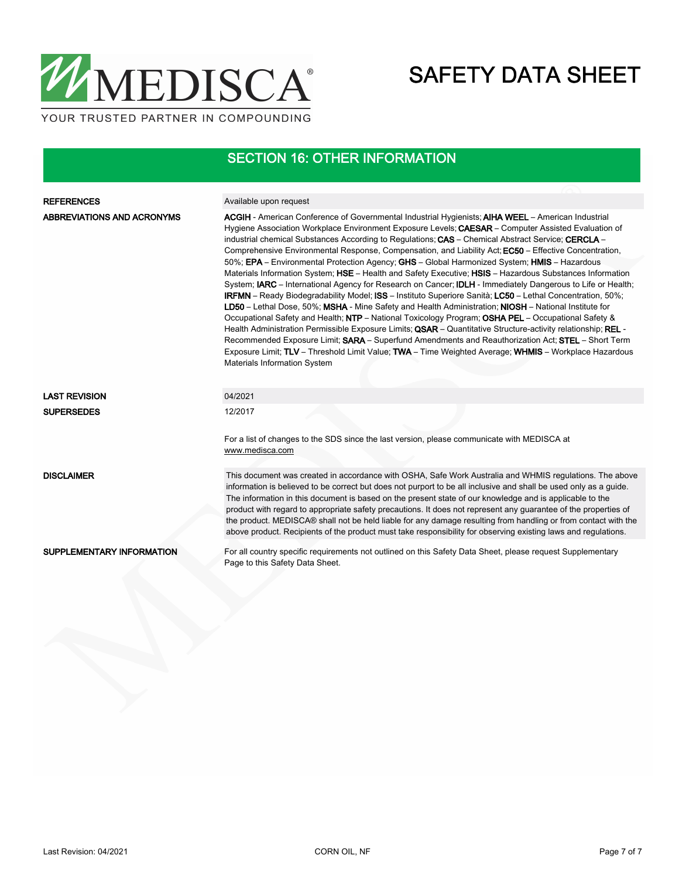# SAFETY DATA SHEET

## SECTION 16: OTHER INFORMATION

**REFERENCES**

Available upon request

**ABBREVIATIONS AND ACRONYMS**

**ACGIH** - American Conference of Governmental Industrial Hygienists; **AIHA WEEL** – American Industrial Hygiene Association Workplace Environment Exposure Levels; **CAESAR** – Computer Assisted Evaluation of industrial chemical Substances According to Regulations; **CAS** – Chemical Abstract Service; **CERCLA** – Comprehensive Environmental Response, Compensation, and Liability Act; **EC50** – Effective Concentration, 50%; **EPA** – Environmental Protection Agency; **GHS** – Global Harmonized System; **HMIS** – Hazardous Materials Information System; **HSE** – Health and Safety Executive; **HSIS** – Hazardous Substances Information System; **IARC** – International Agency for Research on Cancer; **IDLH** - Immediately Dangerous to Life or Health; **IRFMN** – Ready Biodegradability Model; **ISS** – Instituto Superiore Sanità; **LC50** – Lethal Concentration, 50%; **LD50** – Lethal Dose, 50%; **MSHA** - Mine Safety and Health Administration; **NIOSH** – National Institute for Occupational Safety and Health; **NTP** – National Toxicology Program; **OSHA PEL** – Occupational Safety & Health Administration Permissible Exposure Limits; **QSAR** – Quantitative Structure-activity relationship; **REL** - Recommended Exposure Limit; **SARA** – Superfund Amendments and Reauthorization Act; **STEL** – Short Term Exposure Limit; **TLV** – Threshold Limit Value; **TWA** – Time Weighted Average; **WHMIS** – Workplace Hazardous Materials Information System

**LAST REVISION**

04/2021

**SUPERSEDES**

12/2017

For a list of changes to the SDS since the last version, please communicate with MEDISCA at www.medisca.com

**DISCLAIMER**

This document was created in accordance with OSHA, Safe Work Australia and WHMIS regulations. The above information is believed to be correct but does not purport to be all inclusive and shall be used only as a guide. The information in this document is based on the present state of our knowledge and is applicable to the product with regard to appropriate safety precautions. It does not represent any guarantee of the properties of the product. MEDISCA® shall not be held liable for any damage resulting from handling or from contact with the above product. Recipients of the product must take responsibility for observing existing laws and regulations.

**SUPPLEMENTARY INFORMATION**

For all country specific requirements not outlined on this Safety Data Sheet, please request Supplementary Page to this Safety Data Sheet.